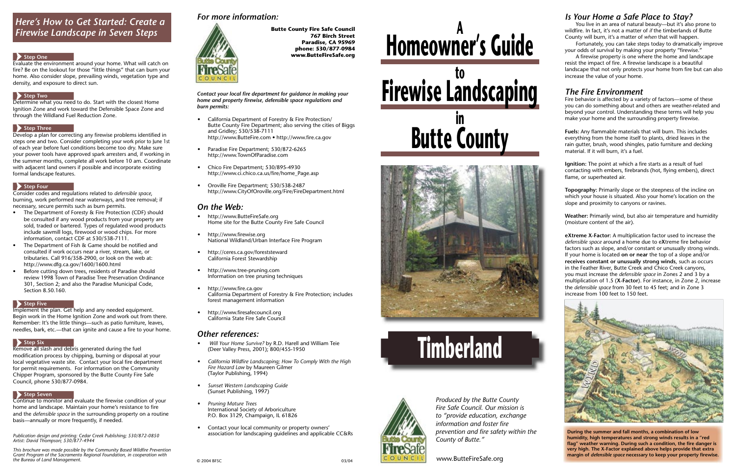## Here's How to Get Started: Create a Firewise Landscape in Seven Steps

### Step One

Evaluate the environment around your home. What will catch on fire? Be on the lookout for those "little things" that can burn your home. Also consider slope, prevailing winds, vegetation type and density, and exposure to direct sun.

### Step Two

Determine what you need to do. Start with the closest Home Ignition Zone and work toward the Defensible Space Zone and through the Wildland Fuel Reduction Zone.

### Step Three

Develop a plan for correcting any firewise problems identified in steps one and two. Consider completing your work prior to June 1st of each year before fuel conditions become too dry. Make sure your power tools have approved spark arresters and, if working in the summer months, complete all work before 10 am. Coordinate with adjacent land owners if possible and incorporate existing formal landscape features.

### Step Four

Consider codes and regulations related to *defensible space*, burning, work performed near waterways, and tree removal; if necessary, secure permits such as burn permits.

- The Department of Foresty & Fire Protection (CDF) should be consulted if any wood products from your property are sold, traded or bartered. Types of regulated wood products include sawmill logs, firewood or wood chips. For more information, contact CDF at 530/538-7111.
- The Department of Fish & Game should be notified and consulted if work occurs near a river, stream, lake, or tributaries. Call 916/358-2900, or look on the web at: http://www.dfg.ca.gov/1600/1600.html
- Before cutting down trees, residents of Paradise should review 1998 Town of Paradise Tree Preservation Ordinance 301, Section 2; and also the Paradise Municipal Code, Section 8.50.160.

### Step Five

Implement the plan. Get help and any needed equipment. Begin work in the Home Ignition Zone and work out from there. Remember: It's the little things—such as patio furniture, leaves, needles, bark, etc.—that can ignite and cause a fire to your home.

### Step Six

Remove all slash and debris generated during the fuel modification process by chipping, burning or disposal at your local vegetative waste site. Contact your local fire department for permit requirements. For information on the Community Chipper Program, sponsored by the Butte County Fire Safe Council, phone 530/877-0984.

### Step Seven

Continue to monitor and evaluate the firewise condition of your home and landscape. Maintain your home's resistance to fire and the *defensible space* in the surrounding property on a routine basis—annually or more frequently, if needed.

*Publication design and printing: Cedar Creek Publishing; 530/872-0850*
*Artist: David Thompson; 530/877-4944*

*This brochure was made possible by the Community Based Wildfire Prevention Grant Program of the Sacramento Regional Foundation, in cooperation with the Bureau of Land Management.*

## For more information:

**Butte County Fire Safe Council**
**767 Birch Street**
**Paradise, CA 95969**
**phone: 530/877-0984**
**www.ButteFireSafe.org**

***Contact your local fire department for guidance in making your home and property firewise, defensible space regulations and burn permits:***

- California Department of Forestry & Fire Protection/ Butte County Fire Department; also serving the cities of Biggs and Gridley; 530/538-7111
  http://www.ButteFire.com • http://www.fire.ca.gov
- Paradise Fire Department; 530/872-6265
  http://www.TownOfParadise.com
- Chico Fire Department; 530/895-4930
  http://www.ci.chico.ca.us/fire/home_Page.asp
- Oroville Fire Department; 530/538-2487
  http://www.CityOfOroville.org/Fire/FireDepartment.html

## On the Web:

- http://www.ButteFireSafe.org
  Home site for the Butte County Fire Safe Council
- http://www.firewise.org
  National Wildland/Urban Interface Fire Program
- http://ceres.ca.gov/foreststeward
  California Forest Stewardship
- http://www.tree-pruning.com
  Information on tree pruning techniques
- http://www.fire.ca.gov
  California Department of Forestry & Fire Protection; includes forest management information
- http://www.firesafecouncil.org
  California State Fire Safe Council

## Other references:

- *Will Your Home Survive?* by R.D. Harell and William Teie (Deer Valley Press, 2001); 800/455-1950
- *California Wildfire Landscaping; How To Comply With the High Fire Hazard Law* by Maureen Gilmer (Taylor Publishing, 1994)
- *Sunset Western Landscaping Guide* (Sunset Publishing, 1997)
- *Pruning Mature Trees*
  International Society of Arboriculture
  P.O. Box 3129, Champaign, IL 61826
- Contact your local community or property owners' association for landscaping guidelines and applicable CC&Rs

© 2004 BFSC 03/04

# A Homeowner's Guide to Firewise Landscaping in Butte County

## Timberland

*Produced by the Butte County Fire Safe Council. Our mission is to "provide education, exchange information and foster fire prevention and fire safety within the County of Butte."*

www.ButteFireSafe.org

## Is Your Home a Safe Place to Stay?

You live in an area of natural beauty—but it's also prone to wildfire. In fact, it's not a matter of *if* the timberlands of Butte County will burn, it's a matter of *when* that will happen.

Fortunately, you can take steps today to dramatically improve your odds of survival by making your property "firewise."

A firewise property is one where the home and landscape resist the impact of fire. A firewise landscape is a beautiful landscape that not only protects your home from fire but can also increase the value of your home.

## The Fire Environment

Fire behavior is affected by a variety of factors—some of these you can do something about and others are weather-related and beyond your control. Understanding these terms will help you make your home and the surrounding property firewise.

**Fuels:** Any flammable materials that will burn. This includes everything from the home itself to plants, dried leaves in the rain gutter, brush, wood shingles, patio furniture and decking material. If it will burn, it's a fuel.

**Ignition:** The point at which a fire starts as a result of fuel contacting with embers, firebrands (hot, flying embers), direct flame, or superheated air.

**Topography:** Primarily slope or the steepness of the incline on which your house is situated. Also your home's location on the slope and proximity to canyons or ravines.

**Weather:** Primarily wind, but also air temperature and humidity (moisture content of the air).

**eXtreme X-Factor:** A multiplication factor used to increase the *defensible space* around a home due to e**X**treme fire behavior factors such as slope, and/or constant or unusually strong winds. If your home is located **on or near** the top of a slope and/or **receives constant or unusually strong winds**, such as occurs in the Feather River, Butte Creek and Chico Creek canyons, you must increase the *defensible space* in Zones 2 and 3 by a multiplication of 1.5 (**X-Factor**). For instance, in Zone 2, increase the *defensible space* from 30 feet to 45 feet; and in Zone 3 increase from 100 feet to 150 feet.

**During the summer and fall months, a combination of low humidity, high temperatures and strong winds results in a "red flag" weather warning. During such a condition, the fire danger is very high. The X-Factor explained above helps provide that extra margin of *defensible space* necessary to keep your property firewise.**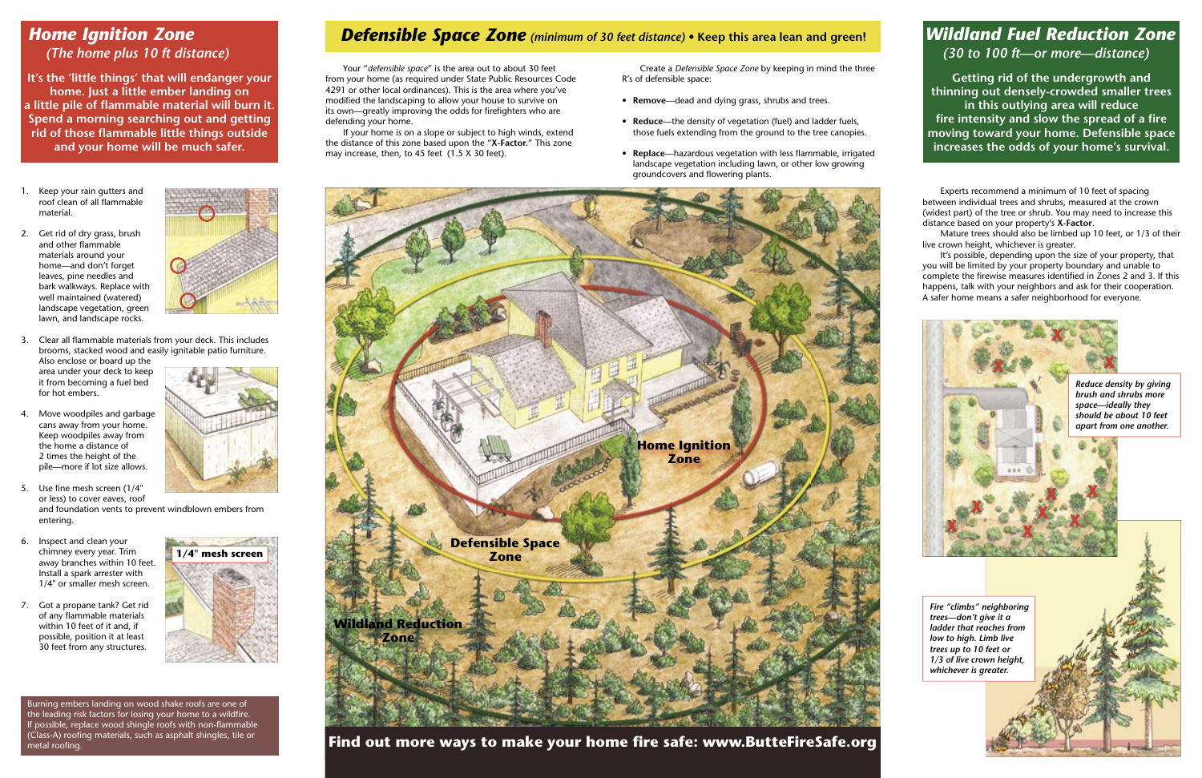## *Home Ignition Zone*

*(The home plus 10 ft distance)*

**It's the 'little things' that will endanger your home. Just a little ember landing on a little pile of flammable material will burn it. Spend a morning searching out and getting rid of those flammable little things outside and your home will be much safer.**

1. Keep your rain gutters and roof clean of all flammable material.
2. Get rid of dry grass, brush and other flammable materials around your home—and don't forget leaves, pine needles and bark walkways. Replace with well maintained (watered) landscape vegetation, green lawn, and landscape rocks.
3. Clear all flammable materials from your deck. This includes brooms, stacked wood and easily ignitable patio furniture. Also enclose or board up the area under your deck to keep it from becoming a fuel bed for hot embers.
4. Move woodpiles and garbage cans away from your home. Keep woodpiles away from the home a distance of 2 times the height of the pile—more if lot size allows.
5. Use fine mesh screen (1/4" or less) to cover eaves, roof and foundation vents to prevent windblown embers from entering.
6. Inspect and clean your chimney every year. Trim away branches within 10 feet. Install a spark arrester with 1/4" or smaller mesh screen.
7. Got a propane tank? Get rid of any flammable materials within 10 feet of it and, if possible, position it at least 30 feet from any structures.

1/4" mesh screen

Burning embers landing on wood shake roofs are one of the leading risk factors for losing your home to a wildfire. If possible, replace wood shingle roofs with non-flammable (Class-A) roofing materials, such as asphalt shingles, tile or metal roofing.

## *Defensible Space Zone* *(minimum of 30 feet distance)* • Keep this area lean and green!

Your "*defensible space*" is the area out to about 30 feet from your home (as required under State Public Resources Code 4291 or other local ordinances). This is the area where you've modified the landscaping to allow your house to survive on its own—greatly improving the odds for firefighters who are defending your home.

If your home is on a slope or subject to high winds, extend the distance of this zone based upon the "**X-Factor.**" This zone may increase, then, to 45 feet (1.5 X 30 feet).

Create a *Defensible Space Zone* by keeping in mind the three R's of defensible space:

- **Remove**—dead and dying grass, shrubs and trees.
- **Reduce**—the density of vegetation (fuel) and ladder fuels, those fuels extending from the ground to the tree canopies.
- **Replace**—hazardous vegetation with less flammable, irrigated landscape vegetation including lawn, or other low growing groundcovers and flowering plants.

Home Ignition Zone

Defensible Space Zone

Wildland Reduction Zone

**Find out more ways to make your home fire safe: www.ButteFireSafe.org**

## *Wildland Fuel Reduction Zone*

*(30 to 100 ft—or more—distance)*

**Getting rid of the undergrowth and thinning out densely-crowded smaller trees in this outlying area will reduce fire intensity and slow the spread of a fire moving toward your home. Defensible space increases the odds of your home's survival.**

Experts recommend a minimum of 10 feet of spacing between individual trees and shrubs, measured at the crown (widest part) of the tree or shrub. You may need to increase this distance based on your property's **X-Factor**.

Mature trees should also be limbed up 10 feet, or 1/3 of their live crown height, whichever is greater.

It's possible, depending upon the size of your property, that you will be limited by your property boundary and unable to complete the firewise measures identified in Zones 2 and 3. If this happens, talk with your neighbors and ask for their cooperation. A safer home means a safer neighborhood for everyone.

*Reduce density by giving brush and shrubs more space—ideally they should be about 10 feet apart from one another.*

*Fire "climbs" neighboring trees—don't give it a ladder that reaches from low to high. Limb live trees up to 10 feet or 1/3 of live crown height, whichever is greater.*